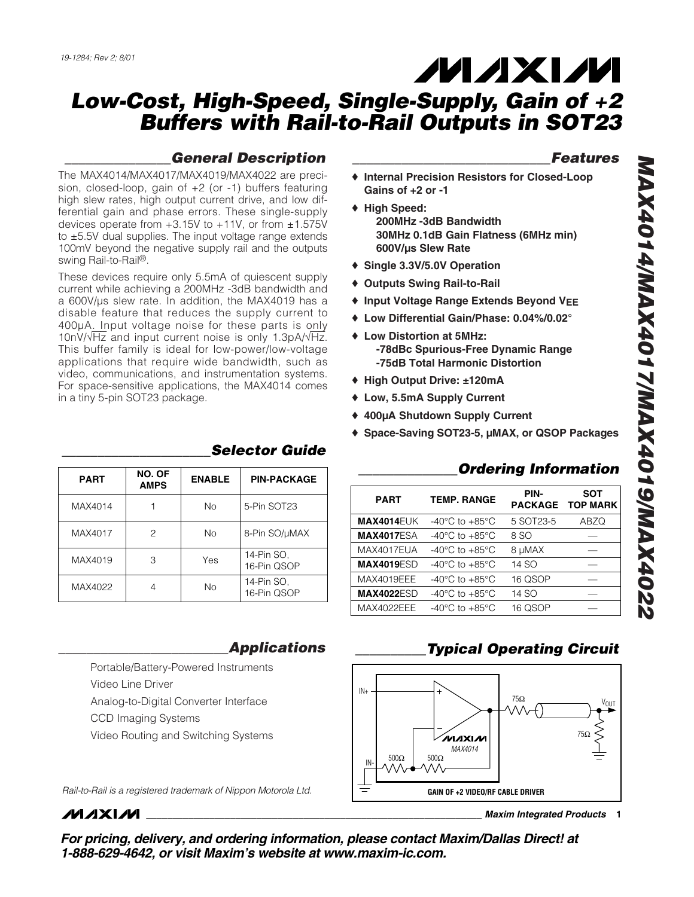19-1284; Rev 2; 8/01

# Low-Cost, High-Speed, Single-Supply, Gain of +2 Buffers with Rail-to-Rail Outputs in SOT23

## General Description

The MAX4014/MAX4017/MAX4019/MAX4022 are precision, closed-loop, gain of +2 (or -1) buffers featuring high slew rates, high output current drive, and low differential gain and phase errors. These single-supply devices operate from +3.15V to +11V, or from ±1.575V to ±5.5V dual supplies. The input voltage range extends 100mV beyond the negative supply rail and the outputs swing Rail-to-Rail®.

These devices require only 5.5mA of quiescent supply current while achieving a 200MHz -3dB bandwidth and a 600V/µs slew rate. In addition, the MAX4019 has a disable feature that reduces the supply current to 400µA. Input voltage noise for these parts is only 10nV/√Hz and input current noise is only 1.3pA/√Hz. This buffer family is ideal for low-power/low-voltage applications that require wide bandwidth, such as video, communications, and instrumentation systems. For space-sensitive applications, the MAX4014 comes in a tiny 5-pin SOT23 package.

## Selector Guide

| PART | NO. OF AMPS | ENABLE | PIN-PACKAGE |
|---|---|---|---|
| MAX4014 | 1 | No | 5-Pin SOT23 |
| MAX4017 | 2 | No | 8-Pin SO/µMAX |
| MAX4019 | 3 | Yes | 14-Pin SO, 16-Pin QSOP |
| MAX4022 | 4 | No | 14-Pin SO, 16-Pin QSOP |

## Applications

- Portable/Battery-Powered Instruments
- Video Line Driver
- Analog-to-Digital Converter Interface
- CCD Imaging Systems
- Video Routing and Switching Systems

*Rail-to-Rail is a registered trademark of Nippon Motorola Ltd.*

## Features

- ♦ Internal Precision Resistors for Closed-Loop Gains of +2 or -1
- ♦ High Speed:
  - 200MHz -3dB Bandwidth
  - 30MHz 0.1dB Gain Flatness (6MHz min)
  - 600V/µs Slew Rate
- ♦ Single 3.3V/5.0V Operation
- ♦ Outputs Swing Rail-to-Rail
- ♦ Input Voltage Range Extends Beyond $V_{EE}$
- ♦ Low Differential Gain/Phase: 0.04%/0.02°
- ♦ Low Distortion at 5MHz:
  - -78dBc Spurious-Free Dynamic Range
  - -75dB Total Harmonic Distortion
- ♦ High Output Drive: ±120mA
- ♦ Low, 5.5mA Supply Current
- ♦ 400µA Shutdown Supply Current
- ♦ Space-Saving SOT23-5, µMAX, or QSOP Packages

## Ordering Information

| PART | TEMP. RANGE | PIN-PACKAGE | SOT TOP MARK |
|---|---|---|---|
| **MAX4014**EUK | -40°C to +85°C | 5 SOT23-5 | ABZQ |
| **MAX4017**ESA | -40°C to +85°C | 8 SO | — |
| MAX4017EUA | -40°C to +85°C | 8 µMAX | — |
| **MAX4019**ESD | -40°C to +85°C | 14 SO | — |
| MAX4019EEE | -40°C to +85°C | 16 QSOP | — |
| **MAX4022**ESD | -40°C to +85°C | 14 SO | — |
| MAX4022EEE | -40°C to +85°C | 16 QSOP | — |

## Typical Operating Circuit

IN+, IN-, 500Ω, 500Ω, MAX4014, 75Ω, 75Ω, $V_{OUT}$

GAIN OF +2 VIDEO/RF CABLE DRIVER

**For pricing, delivery, and ordering information, please contact Maxim/Dallas Direct! at 1-888-629-4642, or visit Maxim's website at www.maxim-ic.com.**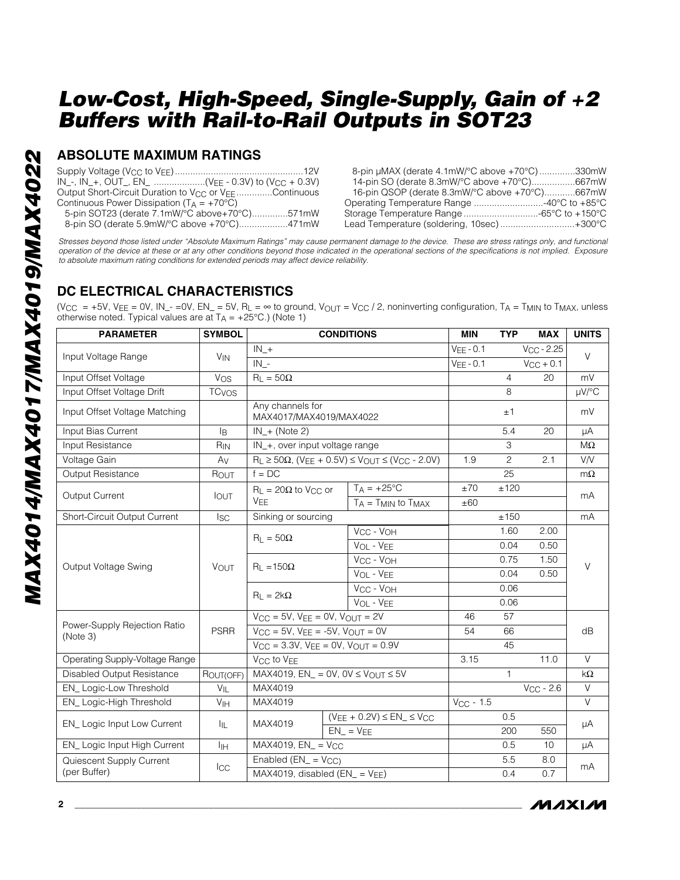# Low-Cost, High-Speed, Single-Supply, Gain of +2 Buffers with Rail-to-Rail Outputs in SOT23

## ABSOLUTE MAXIMUM RATINGS

Supply Voltage ($V_{CC}$ to $V_{EE}$) ....................12V
IN_-, IN_+, OUT_, EN_ ....................($V_{EE}$ - 0.3V) to ($V_{CC}$ + 0.3V)
Output Short-Circuit Duration to $V_{CC}$ or $V_{EE}$ ..............Continuous
Continuous Power Dissipation ($T_A$ = +70°C)
5-pin SOT23 (derate 7.1mW/°C above+70°C)..............571mW
8-pin SO (derate 5.9mW/°C above +70°C)...................471mW
8-pin µMAX (derate 4.1mW/°C above +70°C)..............330mW
14-pin SO (derate 8.3mW/°C above +70°C).................667mW
16-pin QSOP (derate 8.3mW/°C above +70°C)............667mW
Operating Temperature Range ............................-40°C to +85°C
Storage Temperature Range .............................-65°C to +150°C
Lead Temperature (soldering, 10sec) .............................+300°C

*Stresses beyond those listed under "Absolute Maximum Ratings" may cause permanent damage to the device. These are stress ratings only, and functional operation of the device at these or at any other conditions beyond those indicated in the operational sections of the specifications is not implied. Exposure to absolute maximum rating conditions for extended periods may affect device reliability.*

## DC ELECTRICAL CHARACTERISTICS

($V_{CC}$ = +5V, $V_{EE}$ = 0V, IN_- =0V, EN_ = 5V, $R_L$ = ∞ to ground, $V_{OUT}$ = $V_{CC}$ / 2, noninverting configuration, $T_A$ = $T_{MIN}$ to $T_{MAX}$, unless otherwise noted. Typical values are at $T_A$ = +25°C.) (Note 1)

| PARAMETER | SYMBOL | CONDITIONS | | MIN | TYP | MAX | UNITS |
|---|---|---|---|---|---|---|---|
| Input Voltage Range | $V_{IN}$ | IN_+ | | $V_{EE}$ - 0.1 | | $V_{CC}$ - 2.25 | V |
| | | IN_- | | $V_{EE}$ - 0.1 | | $V_{CC}$ + 0.1 | |
| Input Offset Voltage | $V_{OS}$ | $R_L$ = 50Ω | | | 4 | 20 | mV |
| Input Offset Voltage Drift | $TC_{VOS}$ | | | | 8 | | µV/°C |
| Input Offset Voltage Matching | | Any channels for MAX4017/MAX4019/MAX4022 | | | ±1 | | mV |
| Input Bias Current | $I_B$ | IN_+ (Note 2) | | | 5.4 | 20 | µA |
| Input Resistance | $R_{IN}$ | IN_+, over input voltage range | | | 3 | | MΩ |
| Voltage Gain | $A_V$ | $R_L$ ≥ 50Ω, ($V_{EE}$ + 0.5V) ≤ $V_{OUT}$ ≤ ($V_{CC}$ - 2.0V) | | 1.9 | 2 | 2.1 | V/V |
| Output Resistance | $R_{OUT}$ | f = DC | | | 25 | | mΩ |
| Output Current | $I_{OUT}$ | $R_L$ = 20Ω to $V_{CC}$ or $V_{EE}$ | $T_A$ = +25°C | ±70 | ±120 | | mA |
| | | | $T_A$ = $T_{MIN}$ to $T_{MAX}$ | ±60 | | | |
| Short-Circuit Output Current | $I_{SC}$ | Sinking or sourcing | | | ±150 | | mA |
| Output Voltage Swing | $V_{OUT}$ | $R_L$ = 50Ω | $V_{CC}$ - $V_{OH}$ | | 1.60 | 2.00 | V |
| | | | $V_{OL}$ - $V_{EE}$ | | 0.04 | 0.50 | |
| | | $R_L$ =150Ω | $V_{CC}$ - $V_{OH}$ | | 0.75 | 1.50 | |
| | | | $V_{OL}$ - $V_{EE}$ | | 0.04 | 0.50 | |
| | | $R_L$ = 2kΩ | $V_{CC}$ - $V_{OH}$ | | 0.06 | | |
| | | | $V_{OL}$ - $V_{EE}$ | | 0.06 | | |
| Power-Supply Rejection Ratio (Note 3) | PSRR | $V_{CC}$ = 5V, $V_{EE}$ = 0V, $V_{OUT}$ = 2V | | 46 | 57 | | dB |
| | | $V_{CC}$ = 5V, $V_{EE}$ = -5V, $V_{OUT}$ = 0V | | 54 | 66 | | |
| | | $V_{CC}$ = 3.3V, $V_{EE}$ = 0V, $V_{OUT}$ = 0.9V | | | 45 | | |
| Operating Supply-Voltage Range | | $V_{CC}$ to $V_{EE}$ | | 3.15 | | 11.0 | V |
| Disabled Output Resistance | $R_{OUT(OFF)}$ | MAX4019, EN_ = 0V, 0V ≤ $V_{OUT}$ ≤ 5V | | | 1 | | kΩ |
| EN_ Logic-Low Threshold | $V_{IL}$ | MAX4019 | | | | $V_{CC}$ - 2.6 | V |
| EN_ Logic-High Threshold | $V_{IH}$ | MAX4019 | | $V_{CC}$ - 1.5 | | | V |
| EN_ Logic Input Low Current | $I_{IL}$ | MAX4019 | ($V_{EE}$ + 0.2V) ≤ EN_ ≤ $V_{CC}$ | | 0.5 | | µA |
| | | | EN_ = $V_{EE}$ | | 200 | 550 | |
| EN_ Logic Input High Current | $I_{IH}$ | MAX4019, EN_ = $V_{CC}$ | | | 0.5 | 10 | µA |
| Quiescent Supply Current (per Buffer) | $I_{CC}$ | Enabled (EN_ = $V_{CC}$) | | | 5.5 | 8.0 | mA |
| | | MAX4019, disabled (EN_ = $V_{EE}$) | | | 0.4 | 0.7 | |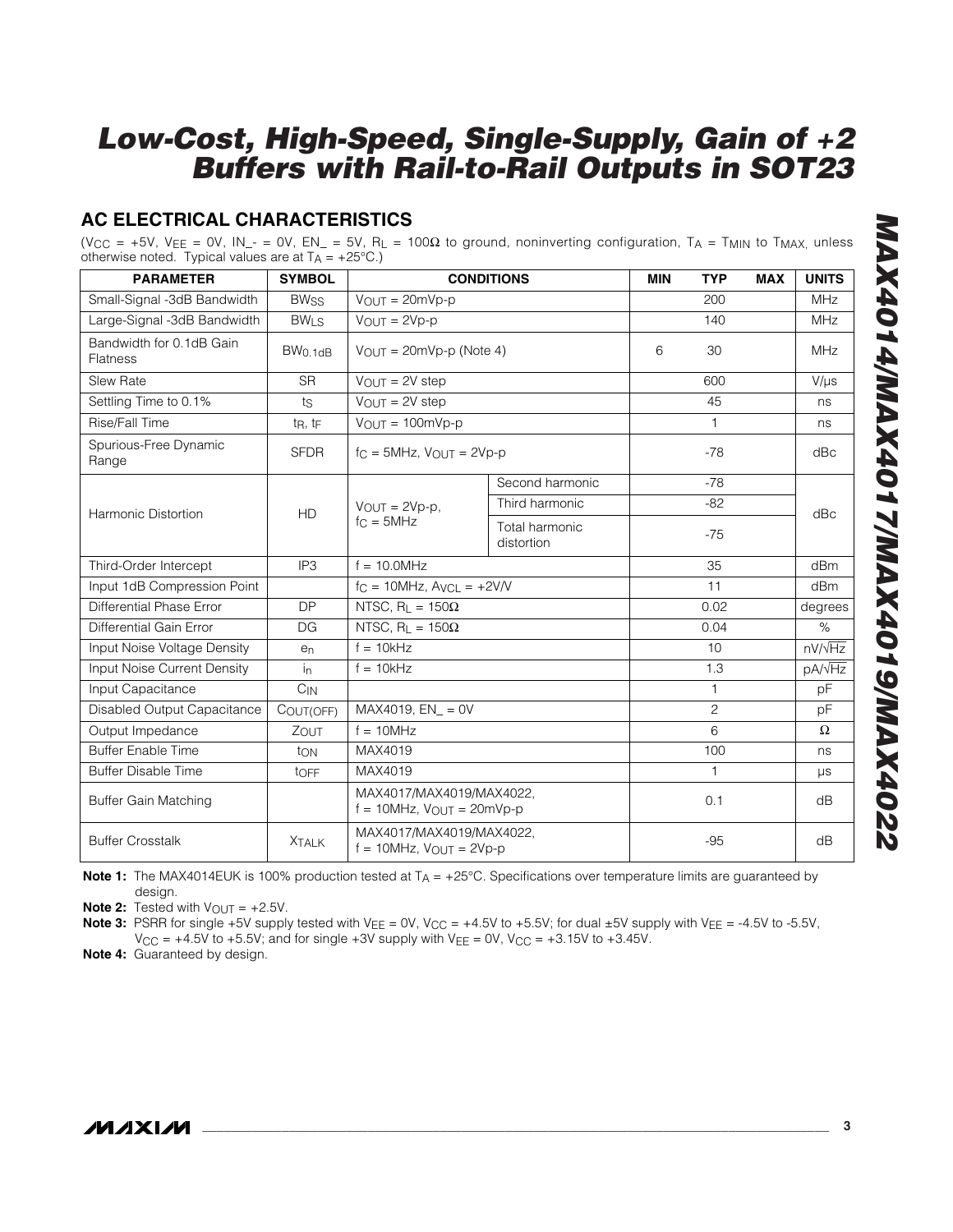## AC ELECTRICAL CHARACTERISTICS

($V_{CC}$ = +5V, $V_{EE}$ = 0V, IN_- = 0V, EN_ = 5V, $R_L$ = 100Ω to ground, noninverting configuration, $T_A$ = $T_{MIN}$ to $T_{MAX}$, unless otherwise noted. Typical values are at $T_A$ = +25°C.)

| PARAMETER | SYMBOL | CONDITIONS | | MIN | TYP | MAX | UNITS |
|---|---|---|---|---|---|---|---|
| Small-Signal -3dB Bandwidth | $BW_{SS}$ | $V_{OUT}$ = 20mVp-p | | | 200 | | MHz |
| Large-Signal -3dB Bandwidth | $BW_{LS}$ | $V_{OUT}$ = 2Vp-p | | | 140 | | MHz |
| Bandwidth for 0.1dB Gain Flatness | $BW_{0.1dB}$ | $V_{OUT}$ = 20mVp-p (Note 4) | | 6 | 30 | | MHz |
| Slew Rate | SR | $V_{OUT}$ = 2V step | | | 600 | | V/µs |
| Settling Time to 0.1% | $t_S$ | $V_{OUT}$ = 2V step | | | 45 | | ns |
| Rise/Fall Time | $t_R$, $t_F$ | $V_{OUT}$ = 100mVp-p | | | 1 | | ns |
| Spurious-Free Dynamic Range | SFDR | $f_C$ = 5MHz, $V_{OUT}$ = 2Vp-p | | | -78 | | dBc |
| Harmonic Distortion | HD | $V_{OUT}$ = 2Vp-p, $f_C$ = 5MHz | Second harmonic | | -78 | | dBc |
| | | | Third harmonic | | -82 | | |
| | | | Total harmonic distortion | | -75 | | |
| Third-Order Intercept | IP3 | f = 10.0MHz | | | 35 | | dBm |
| Input 1dB Compression Point | | $f_C$ = 10MHz, $A_{VCL}$ = +2V/V | | | 11 | | dBm |
| Differential Phase Error | DP | NTSC, $R_L$ = 150Ω | | | 0.02 | | degrees |
| Differential Gain Error | DG | NTSC, $R_L$ = 150Ω | | | 0.04 | | % |
| Input Noise Voltage Density | $e_n$ | f = 10kHz | | | 10 | | nV/√Hz |
| Input Noise Current Density | $i_n$ | f = 10kHz | | | 1.3 | | pA/√Hz |
| Input Capacitance | $C_{IN}$ | | | | 1 | | pF |
| Disabled Output Capacitance | $C_{OUT(OFF)}$ | MAX4019, EN_ = 0V | | | 2 | | pF |
| Output Impedance | $Z_{OUT}$ | f = 10MHz | | | 6 | | Ω |
| Buffer Enable Time | $t_{ON}$ | MAX4019 | | | 100 | | ns |
| Buffer Disable Time | $t_{OFF}$ | MAX4019 | | | 1 | | µs |
| Buffer Gain Matching | | MAX4017/MAX4019/MAX4022, f = 10MHz, $V_{OUT}$ = 20mVp-p | | | 0.1 | | dB |
| Buffer Crosstalk | $X_{TALK}$ | MAX4017/MAX4019/MAX4022, f = 10MHz, $V_{OUT}$ = 2Vp-p | | | -95 | | dB |

**Note 1:** The MAX4014EUK is 100% production tested at $T_A$ = +25°C. Specifications over temperature limits are guaranteed by design.

**Note 2:** Tested with $V_{OUT}$ = +2.5V.

**Note 3:** PSRR for single +5V supply tested with $V_{EE}$ = 0V, $V_{CC}$ = +4.5V to +5.5V; for dual ±5V supply with $V_{EE}$ = -4.5V to -5.5V, $V_{CC}$ = +4.5V to +5.5V; and for single +3V supply with $V_{EE}$ = 0V, $V_{CC}$ = +3.15V to +3.45V.

**Note 4:** Guaranteed by design.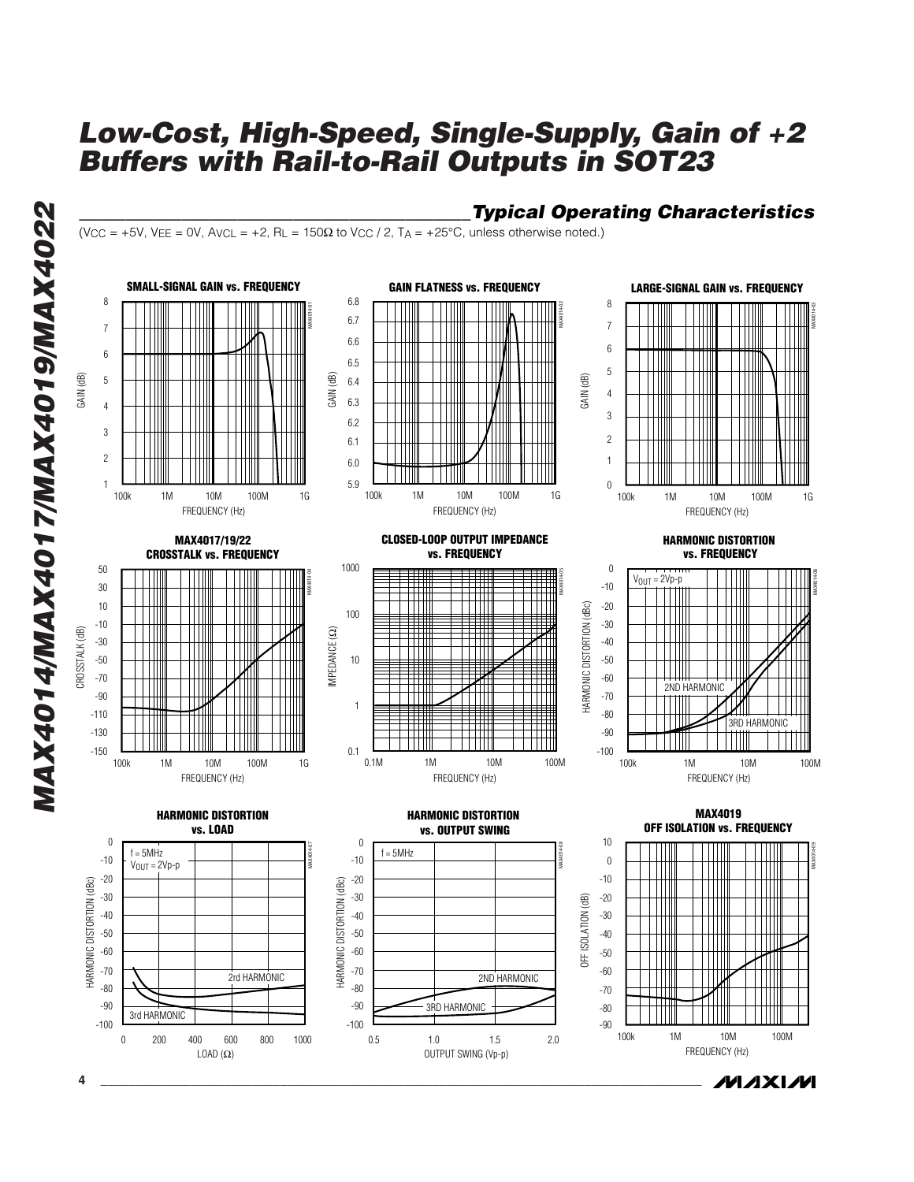## Typical Operating Characteristics

($V_{CC}$ = +5V, $V_{EE}$ = 0V, $A_{VCL}$ = +2, $R_L$ = 150Ω to $V_{CC}$ / 2, $T_A$ = +25°C, unless otherwise noted.)

**SMALL-SIGNAL GAIN vs. FREQUENCY**

**GAIN FLATNESS vs. FREQUENCY**

**LARGE-SIGNAL GAIN vs. FREQUENCY**

**MAX4017/19/22 CROSSTALK vs. FREQUENCY**

**CLOSED-LOOP OUTPUT IMPEDANCE vs. FREQUENCY**

**HARMONIC DISTORTION vs. FREQUENCY**

**HARMONIC DISTORTION vs. LOAD**

**HARMONIC DISTORTION vs. OUTPUT SWING**

**MAX4019 OFF ISOLATION vs. FREQUENCY**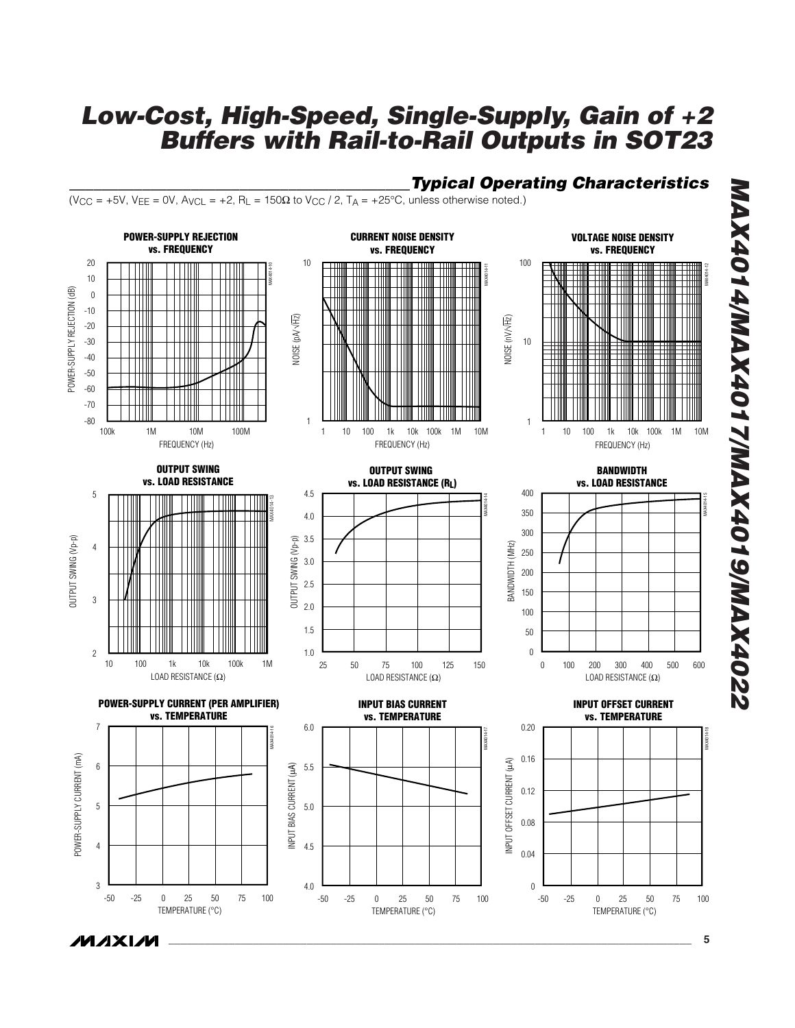## Typical Operating Characteristics

($V_{CC}$ = +5V, $V_{EE}$ = 0V, $A_{VCL}$ = +2, $R_L$ = 150Ω to $V_{CC}$ / 2, $T_A$ = +25°C, unless otherwise noted.)

**POWER-SUPPLY REJECTION vs. FREQUENCY**

**CURRENT NOISE DENSITY vs. FREQUENCY**

**VOLTAGE NOISE DENSITY vs. FREQUENCY**

**OUTPUT SWING vs. LOAD RESISTANCE**

**OUTPUT SWING vs. LOAD RESISTANCE ($R_L$)**

**BANDWIDTH vs. LOAD RESISTANCE**

**POWER-SUPPLY CURRENT (PER AMPLIFIER) vs. TEMPERATURE**

**INPUT BIAS CURRENT vs. TEMPERATURE**

**INPUT OFFSET CURRENT vs. TEMPERATURE**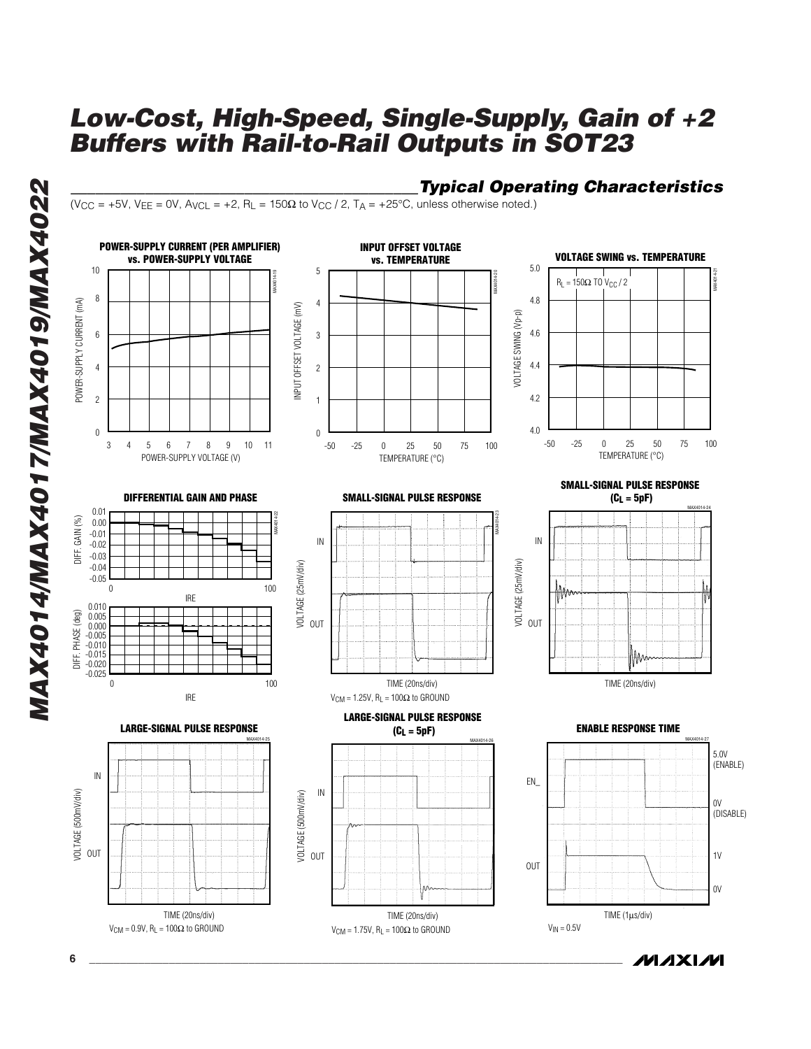## Typical Operating Characteristics

($V_{CC}$ = +5V, $V_{EE}$ = 0V, $A_{VCL}$ = +2, $R_L$ = 150Ω to $V_{CC}$ / 2, $T_A$ = +25°C, unless otherwise noted.)

**POWER-SUPPLY CURRENT (PER AMPLIFIER) vs. POWER-SUPPLY VOLTAGE**

**INPUT OFFSET VOLTAGE vs. TEMPERATURE**

**VOLTAGE SWING vs. TEMPERATURE**

$R_L$ = 150Ω TO $V_{CC}$ / 2

**DIFFERENTIAL GAIN AND PHASE**

**SMALL-SIGNAL PULSE RESPONSE**

$V_{CM}$ = 1.25V, $R_L$ = 100Ω to GROUND

**SMALL-SIGNAL PULSE RESPONSE ($C_L$ = 5pF)**

**LARGE-SIGNAL PULSE RESPONSE**

$V_{CM}$ = 0.9V, $R_L$ = 100Ω to GROUND

**LARGE-SIGNAL PULSE RESPONSE ($C_L$ = 5pF)**

$V_{CM}$ = 1.75V, $R_L$ = 100Ω to GROUND

**ENABLE RESPONSE TIME**

$V_{IN}$ = 0.5V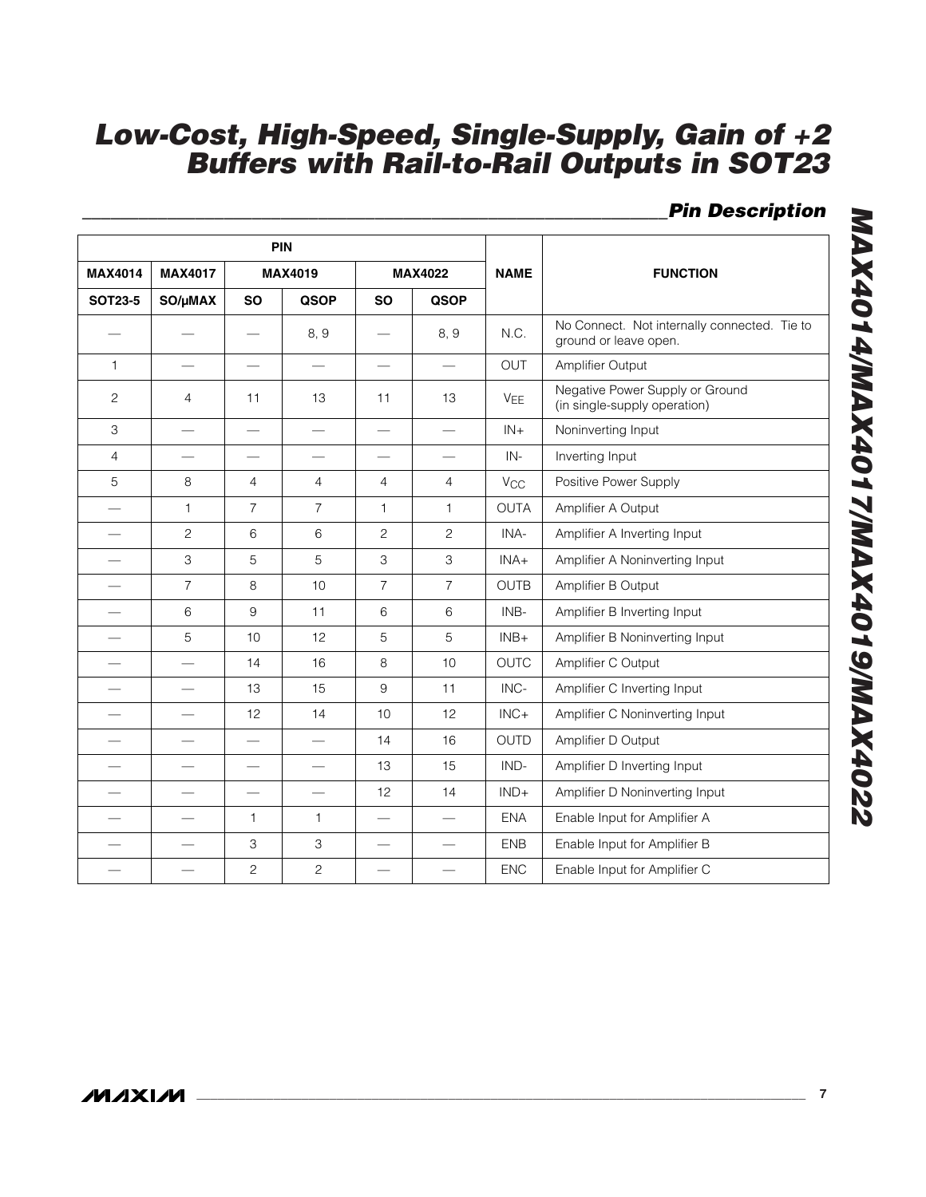## Pin Description

| PIN | | | | | | NAME | FUNCTION |
|---|---|---|---|---|---|---|---|
| MAX4014 | MAX4017 | MAX4019 | | MAX4022 | | | |
| SOT23-5 | SO/μMAX | SO | QSOP | SO | QSOP | | |
| — | — | — | 8, 9 | — | 8, 9 | N.C. | No Connect. Not internally connected. Tie to ground or leave open. |
| 1 | — | — | — | — | — | OUT | Amplifier Output |
| 2 | 4 | 11 | 13 | 11 | 13 | $V_{EE}$ | Negative Power Supply or Ground (in single-supply operation) |
| 3 | — | — | — | — | — | IN+ | Noninverting Input |
| 4 | — | — | — | — | — | IN- | Inverting Input |
| 5 | 8 | 4 | 4 | 4 | 4 | $V_{CC}$ | Positive Power Supply |
| — | 1 | 7 | 7 | 1 | 1 | OUTA | Amplifier A Output |
| — | 2 | 6 | 6 | 2 | 2 | INA- | Amplifier A Inverting Input |
| — | 3 | 5 | 5 | 3 | 3 | INA+ | Amplifier A Noninverting Input |
| — | 7 | 8 | 10 | 7 | 7 | OUTB | Amplifier B Output |
| — | 6 | 9 | 11 | 6 | 6 | INB- | Amplifier B Inverting Input |
| — | 5 | 10 | 12 | 5 | 5 | INB+ | Amplifier B Noninverting Input |
| — | — | 14 | 16 | 8 | 10 | OUTC | Amplifier C Output |
| — | — | 13 | 15 | 9 | 11 | INC- | Amplifier C Inverting Input |
| — | — | 12 | 14 | 10 | 12 | INC+ | Amplifier C Noninverting Input |
| — | — | — | — | 14 | 16 | OUTD | Amplifier D Output |
| — | — | — | — | 13 | 15 | IND- | Amplifier D Inverting Input |
| — | — | — | — | 12 | 14 | IND+ | Amplifier D Noninverting Input |
| — | — | 1 | 1 | — | — | ENA | Enable Input for Amplifier A |
| — | — | 3 | 3 | — | — | ENB | Enable Input for Amplifier B |
| — | — | 2 | 2 | — | — | ENC | Enable Input for Amplifier C |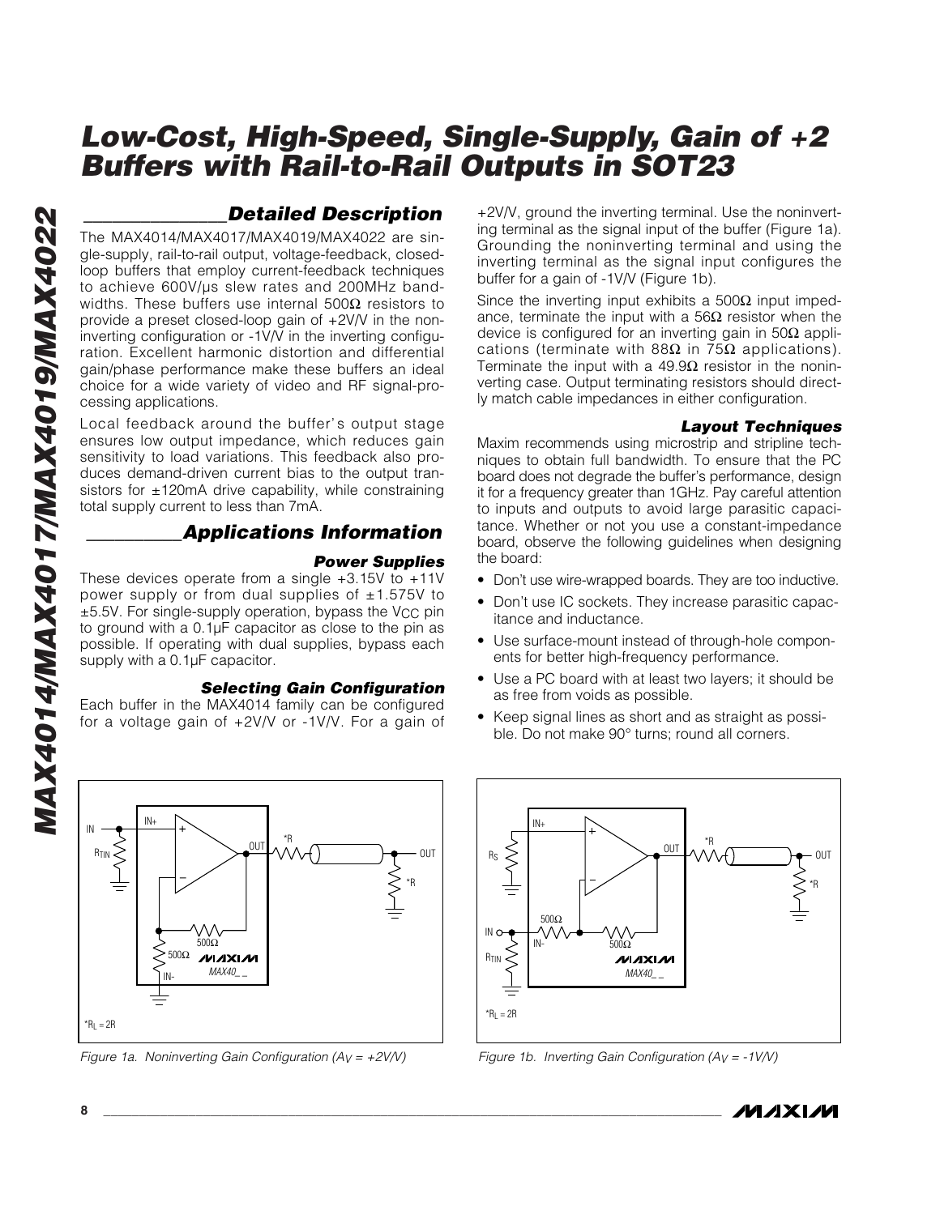## Detailed Description

The MAX4014/MAX4017/MAX4019/MAX4022 are single-supply, rail-to-rail output, voltage-feedback, closed-loop buffers that employ current-feedback techniques to achieve 600V/µs slew rates and 200MHz bandwidths. These buffers use internal 500Ω resistors to provide a preset closed-loop gain of +2V/V in the noninverting configuration or -1V/V in the inverting configuration. Excellent harmonic distortion and differential gain/phase performance make these buffers an ideal choice for a wide variety of video and RF signal-processing applications.

Local feedback around the buffer's output stage ensures low output impedance, which reduces gain sensitivity to load variations. This feedback also produces demand-driven current bias to the output transistors for ±120mA drive capability, while constraining total supply current to less than 7mA.

## Applications Information

### Power Supplies

These devices operate from a single +3.15V to +11V power supply or from dual supplies of ±1.575V to ±5.5V. For single-supply operation, bypass the $V_{CC}$ pin to ground with a 0.1µF capacitor as close to the pin as possible. If operating with dual supplies, bypass each supply with a 0.1µF capacitor.

### Selecting Gain Configuration

Each buffer in the MAX4014 family can be configured for a voltage gain of +2V/V or -1V/V. For a gain of +2V/V, ground the inverting terminal. Use the noninverting terminal as the signal input of the buffer (Figure 1a). Grounding the noninverting terminal and using the inverting terminal as the signal input configures the buffer for a gain of -1V/V (Figure 1b).

Since the inverting input exhibits a 500Ω input impedance, terminate the input with a 56Ω resistor when the device is configured for an inverting gain in 50Ω applications (terminate with 88Ω in 75Ω applications). Terminate the input with a 49.9Ω resistor in the noninverting case. Output terminating resistors should directly match cable impedances in either configuration.

### Layout Techniques

Maxim recommends using microstrip and stripline techniques to obtain full bandwidth. To ensure that the PC board does not degrade the buffer's performance, design it for a frequency greater than 1GHz. Pay careful attention to inputs and outputs to avoid large parasitic capacitance. Whether or not you use a constant-impedance board, observe the following guidelines when designing the board:

- Don't use wire-wrapped boards. They are too inductive.
- Don't use IC sockets. They increase parasitic capacitance and inductance.
- Use surface-mount instead of through-hole components for better high-frequency performance.
- Use a PC board with at least two layers; it should be as free from voids as possible.
- Keep signal lines as short and as straight as possible. Do not make 90° turns; round all corners.

*$R_L$ = 2R

*Figure 1a. Noninverting Gain Configuration ($A_V$ = +2V/V)*

*$R_L$ = 2R

*Figure 1b. Inverting Gain Configuration ($A_V$ = -1V/V)*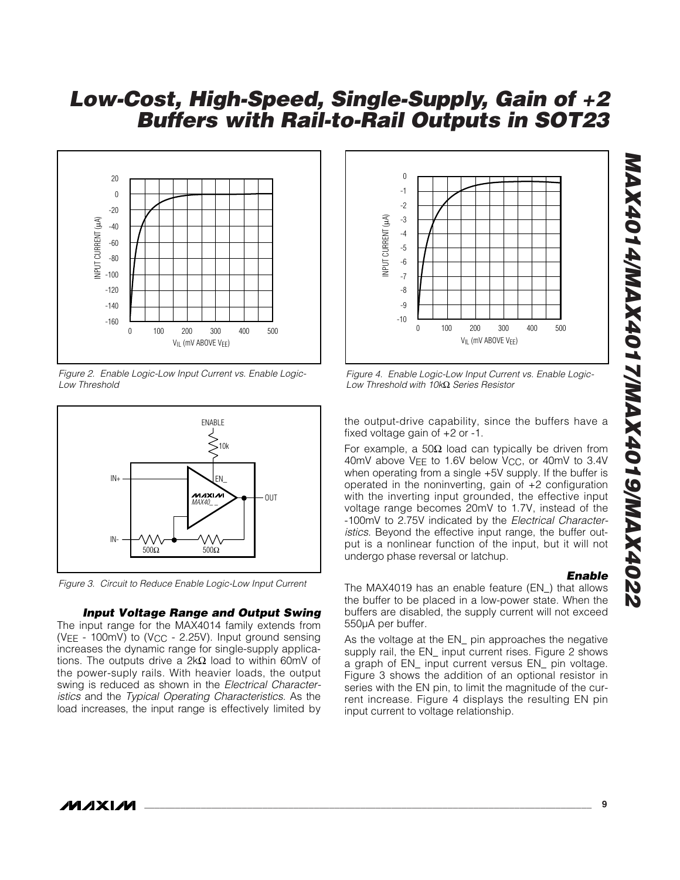Figure 2. Enable Logic-Low Input Current vs. Enable Logic-Low Threshold

Figure 3. Circuit to Reduce Enable Logic-Low Input Current

### Input Voltage Range and Output Swing

The input range for the MAX4014 family extends from ($V_{EE}$ - 100mV) to ($V_{CC}$ - 2.25V). Input ground sensing increases the dynamic range for single-supply applications. The outputs drive a 2kΩ load to within 60mV of the power-suply rails. With heavier loads, the output swing is reduced as shown in the *Electrical Characteristics* and the *Typical Operating Characteristics.* As the load increases, the input range is effectively limited by the output-drive capability, since the buffers have a fixed voltage gain of +2 or -1.

For example, a 50Ω load can typically be driven from 40mV above $V_{EE}$ to 1.6V below $V_{CC}$, or 40mV to 3.4V when operating from a single +5V supply. If the buffer is operated in the noninverting, gain of +2 configuration with the inverting input grounded, the effective input voltage range becomes 20mV to 1.7V, instead of the -100mV to 2.75V indicated by the *Electrical Characteristics*. Beyond the effective input range, the buffer output is a nonlinear function of the input, but it will not undergo phase reversal or latchup.

Figure 4. Enable Logic-Low Input Current vs. Enable Logic-Low Threshold with 10kΩ Series Resistor

### Enable

The MAX4019 has an enable feature (EN_) that allows the buffer to be placed in a low-power state. When the buffers are disabled, the supply current will not exceed 550µA per buffer.

As the voltage at the EN_ pin approaches the negative supply rail, the EN_ input current rises. Figure 2 shows a graph of EN_ input current versus EN_ pin voltage. Figure 3 shows the addition of an optional resistor in series with the EN pin, to limit the magnitude of the current increase. Figure 4 displays the resulting EN pin input current to voltage relationship.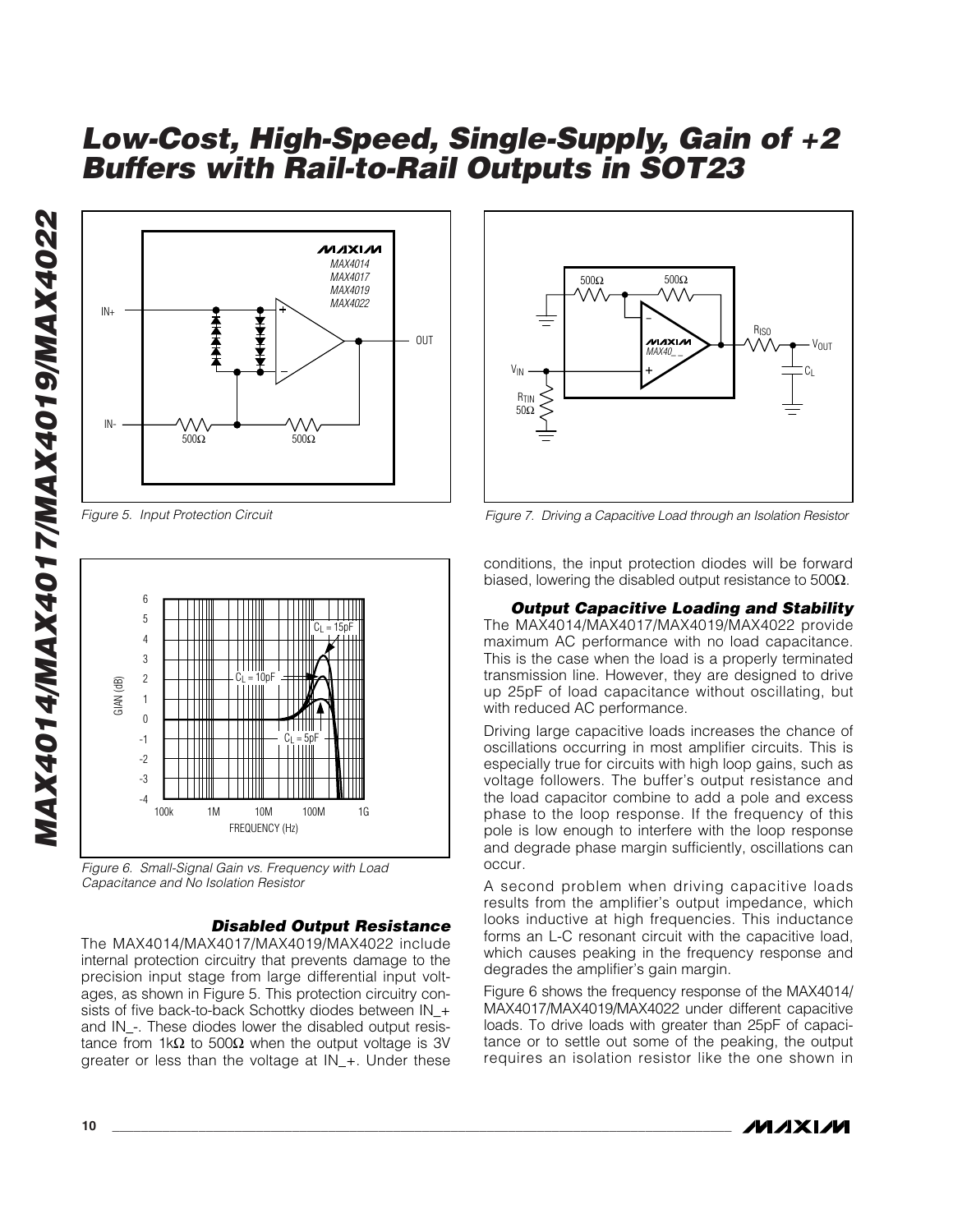Figure 5. Input Protection Circuit

Figure 6. Small-Signal Gain vs. Frequency with Load Capacitance and No Isolation Resistor

### Disabled Output Resistance

The MAX4014/MAX4017/MAX4019/MAX4022 include internal protection circuitry that prevents damage to the precision input stage from large differential input voltages, as shown in Figure 5. This protection circuitry consists of five back-to-back Schottky diodes between IN_+ and IN_-. These diodes lower the disabled output resistance from 1kΩ to 500Ω when the output voltage is 3V greater or less than the voltage at IN_+. Under these conditions, the input protection diodes will be forward biased, lowering the disabled output resistance to 500Ω.

Figure 7. Driving a Capacitive Load through an Isolation Resistor

### Output Capacitive Loading and Stability

The MAX4014/MAX4017/MAX4019/MAX4022 provide maximum AC performance with no load capacitance. This is the case when the load is a properly terminated transmission line. However, they are designed to drive up 25pF of load capacitance without oscillating, but with reduced AC performance.

Driving large capacitive loads increases the chance of oscillations occurring in most amplifier circuits. This is especially true for circuits with high loop gains, such as voltage followers. The buffer's output resistance and the load capacitor combine to add a pole and excess phase to the loop response. If the frequency of this pole is low enough to interfere with the loop response and degrade phase margin sufficiently, oscillations can occur.

A second problem when driving capacitive loads results from the amplifier's output impedance, which looks inductive at high frequencies. This inductance forms an L-C resonant circuit with the capacitive load, which causes peaking in the frequency response and degrades the amplifier's gain margin.

Figure 6 shows the frequency response of the MAX4014/MAX4017/MAX4019/MAX4022 under different capacitive loads. To drive loads with greater than 25pF of capacitance or to settle out some of the peaking, the output requires an isolation resistor like the one shown in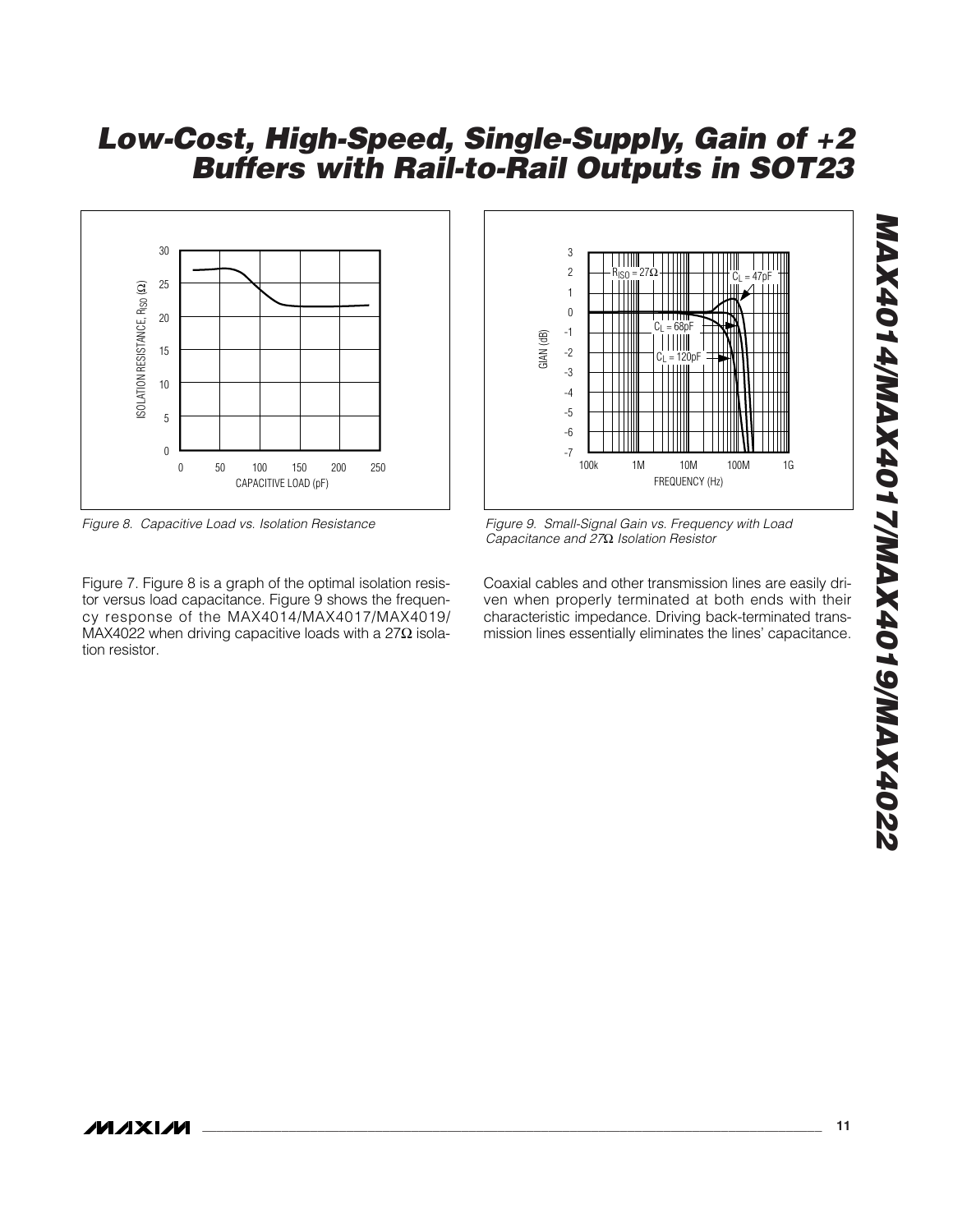Figure 8. Capacitive Load vs. Isolation Resistance

Figure 9. Small-Signal Gain vs. Frequency with Load Capacitance and 27Ω Isolation Resistor

Figure 7. Figure 8 is a graph of the optimal isolation resistor versus load capacitance. Figure 9 shows the frequency response of the MAX4014/MAX4017/MAX4019/MAX4022 when driving capacitive loads with a 27Ω isolation resistor.

Coaxial cables and other transmission lines are easily driven when properly terminated at both ends with their characteristic impedance. Driving back-terminated transmission lines essentially eliminates the lines' capacitance.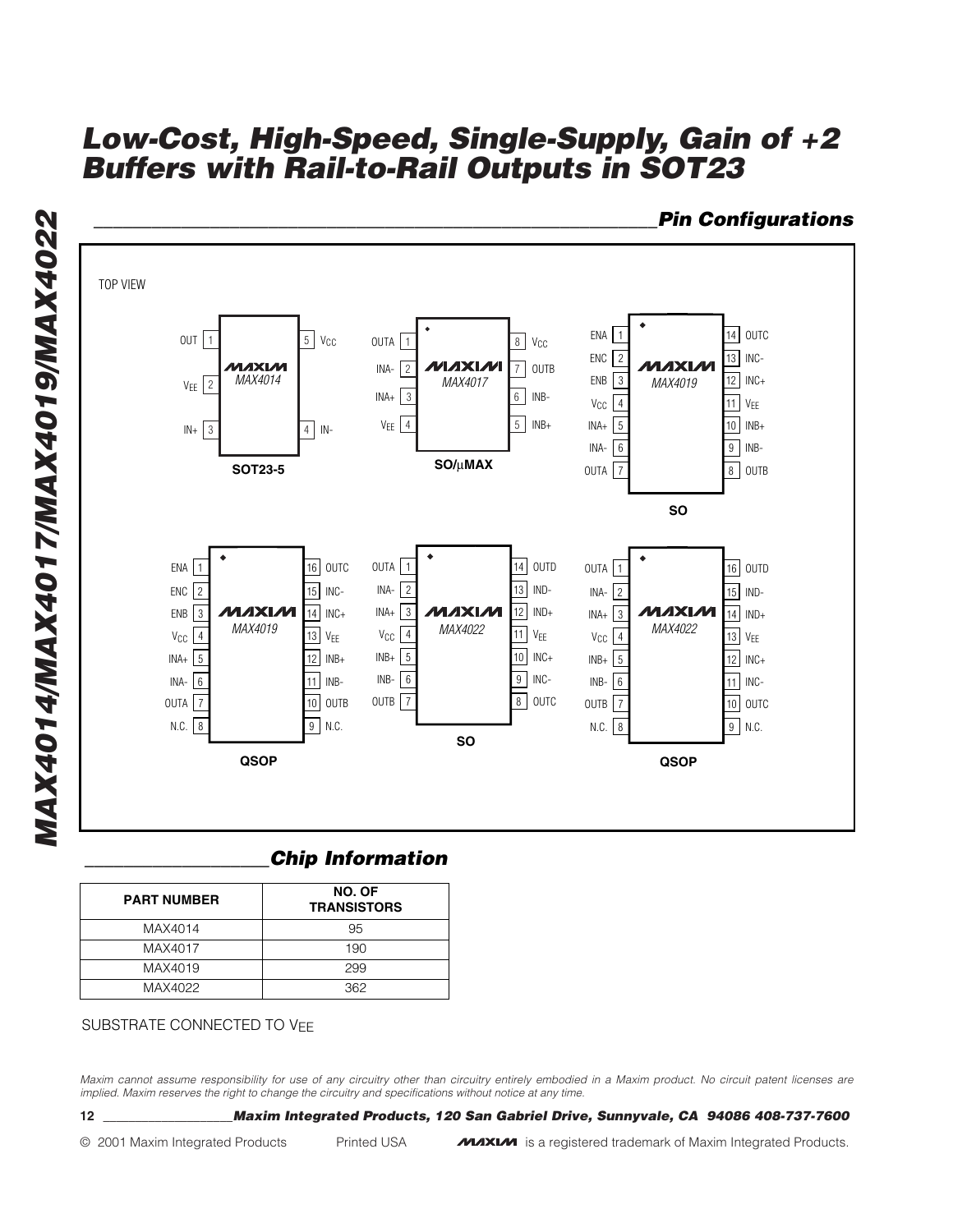## Pin Configurations

TOP VIEW

MAX4014 — SOT23-5

| Pin | Name | Pin | Name |
|---|---|---|---|
| 1 | OUT | 5 | $V_{CC}$ |
| 2 | $V_{EE}$ | | |
| 3 | IN+ | 4 | IN- |

MAX4017 — SO/μMAX

| Pin | Name | Pin | Name |
|---|---|---|---|
| 1 | OUTA | 8 | $V_{CC}$ |
| 2 | INA- | 7 | OUTB |
| 3 | INA+ | 6 | INB- |
| 4 | $V_{EE}$ | 5 | INB+ |

MAX4019 — SO

| Pin | Name | Pin | Name |
|---|---|---|---|
| 1 | ENA | 14 | OUTC |
| 2 | ENC | 13 | INC- |
| 3 | ENB | 12 | INC+ |
| 4 | $V_{CC}$ | 11 | $V_{EE}$ |
| 5 | INA+ | 10 | INB+ |
| 6 | INA- | 9 | INB- |
| 7 | OUTA | 8 | OUTB |

MAX4019 — QSOP

| Pin | Name | Pin | Name |
|---|---|---|---|
| 1 | ENA | 16 | OUTC |
| 2 | ENC | 15 | INC- |
| 3 | ENB | 14 | INC+ |
| 4 | $V_{CC}$ | 13 | $V_{EE}$ |
| 5 | INA+ | 12 | INB+ |
| 6 | INA- | 11 | INB- |
| 7 | OUTA | 10 | OUTB |
| 8 | N.C. | 9 | N.C. |

MAX4022 — SO

| Pin | Name | Pin | Name |
|---|---|---|---|
| 1 | OUTA | 14 | OUTD |
| 2 | INA- | 13 | IND- |
| 3 | INA+ | 12 | IND+ |
| 4 | $V_{CC}$ | 11 | $V_{EE}$ |
| 5 | INB+ | 10 | INC+ |
| 6 | INB- | 9 | INC- |
| 7 | OUTB | 8 | OUTC |

MAX4022 — QSOP

| Pin | Name | Pin | Name |
|---|---|---|---|
| 1 | OUTA | 16 | OUTD |
| 2 | INA- | 15 | IND- |
| 3 | INA+ | 14 | IND+ |
| 4 | $V_{CC}$ | 13 | $V_{EE}$ |
| 5 | INB+ | 12 | INC+ |
| 6 | INB- | 11 | INC- |
| 7 | OUTB | 10 | OUTC |
| 8 | N.C. | 9 | N.C. |

## Chip Information

| PART NUMBER | NO. OF TRANSISTORS |
|---|---|
| MAX4014 | 95 |
| MAX4017 | 190 |
| MAX4019 | 299 |
| MAX4022 | 362 |

SUBSTRATE CONNECTED TO $V_{EE}$

*Maxim cannot assume responsibility for use of any circuitry other than circuitry entirely embodied in a Maxim product. No circuit patent licenses are implied. Maxim reserves the right to change the circuitry and specifications without notice at any time.*

**Maxim Integrated Products, 120 San Gabriel Drive, Sunnyvale, CA 94086 408-737-7600**

© 2001 Maxim Integrated Products    Printed USA    MAXIM is a registered trademark of Maxim Integrated Products.